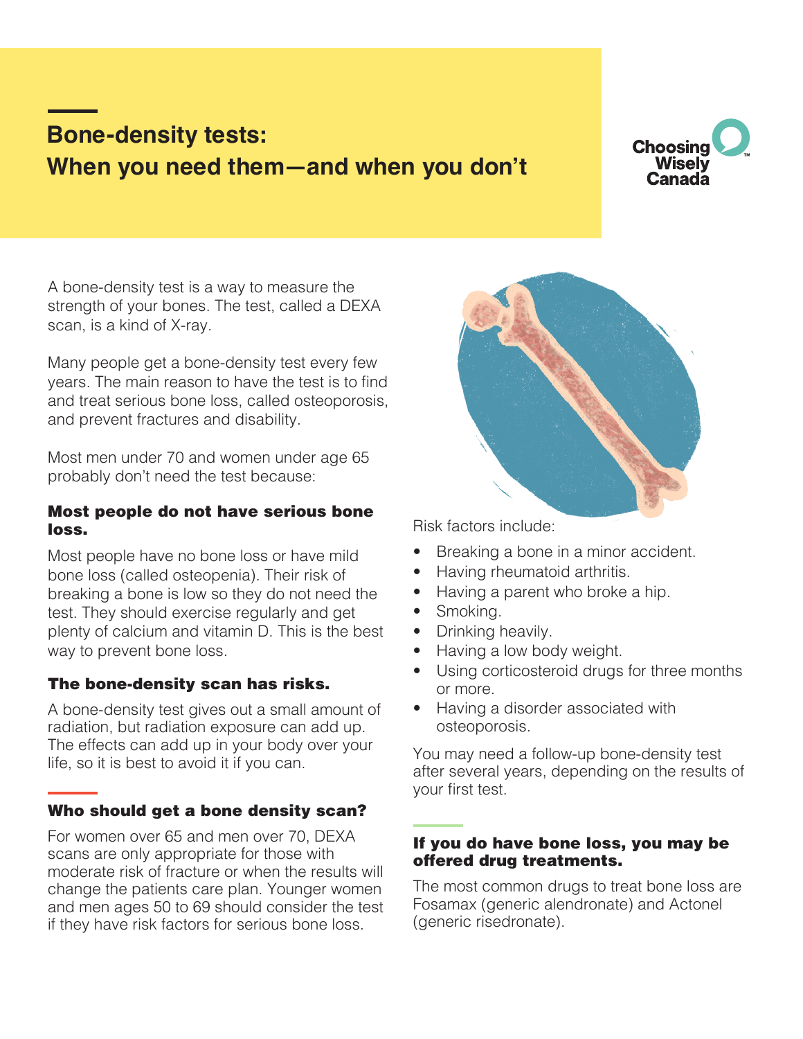# Bone-density tests: When you need them—and when you don't

Choosing Wisely Canada

A bone-density test is a way to measure the strength of your bones. The test, called a DEXA scan, is a kind of X-ray.

Many people get a bone-density test every few years. The main reason to have the test is to find and treat serious bone loss, called osteoporosis, and prevent fractures and disability.

Most men under 70 and women under age 65 probably don't need the test because:

### Most people do not have serious bone loss.

Most people have no bone loss or have mild bone loss (called osteopenia). Their risk of breaking a bone is low so they do not need the test. They should exercise regularly and get plenty of calcium and vitamin D. This is the best way to prevent bone loss.

### The bone-density scan has risks.

A bone-density test gives out a small amount of radiation, but radiation exposure can add up. The effects can add up in your body over your life, so it is best to avoid it if you can.

### Who should get a bone density scan?

For women over 65 and men over 70, DEXA scans are only appropriate for those with moderate risk of fracture or when the results will change the patients care plan. Younger women and men ages 50 to 69 should consider the test if they have risk factors for serious bone loss.

Risk factors include:

- Breaking a bone in a minor accident.
- Having rheumatoid arthritis.
- Having a parent who broke a hip.
- Smoking.
- Drinking heavily.
- Having a low body weight.
- Using corticosteroid drugs for three months or more.
- Having a disorder associated with osteoporosis.

You may need a follow-up bone-density test after several years, depending on the results of your first test.

### If you do have bone loss, you may be offered drug treatments.

The most common drugs to treat bone loss are Fosamax (generic alendronate) and Actonel (generic risedronate).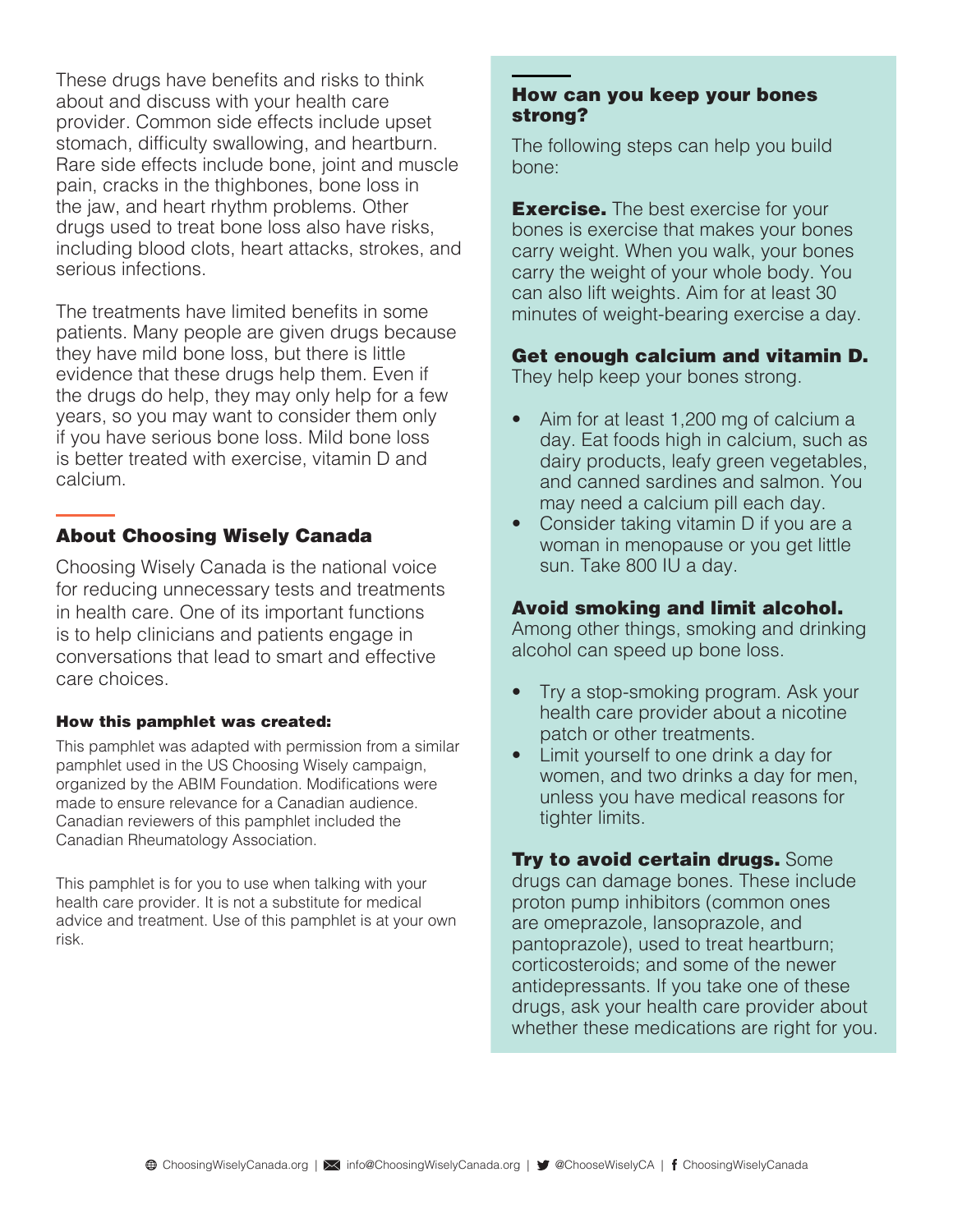These drugs have benefits and risks to think about and discuss with your health care provider. Common side effects include upset stomach, difficulty swallowing, and heartburn. Rare side effects include bone, joint and muscle pain, cracks in the thighbones, bone loss in the jaw, and heart rhythm problems. Other drugs used to treat bone loss also have risks, including blood clots, heart attacks, strokes, and serious infections.

The treatments have limited benefits in some patients. Many people are given drugs because they have mild bone loss, but there is little evidence that these drugs help them. Even if the drugs do help, they may only help for a few years, so you may want to consider them only if you have serious bone loss. Mild bone loss is better treated with exercise, vitamin D and calcium.

## About Choosing Wisely Canada

Choosing Wisely Canada is the national voice for reducing unnecessary tests and treatments in health care. One of its important functions is to help clinicians and patients engage in conversations that lead to smart and effective care choices.

#### How this pamphlet was created:

This pamphlet was adapted with permission from a similar pamphlet used in the US Choosing Wisely campaign, organized by the ABIM Foundation. Modifications were made to ensure relevance for a Canadian audience. Canadian reviewers of this pamphlet included the Canadian Rheumatology Association.

This pamphlet is for you to use when talking with your health care provider. It is not a substitute for medical advice and treatment. Use of this pamphlet is at your own risk.

## How can you keep your bones strong?

The following steps can help you build bone:

**Exercise.** The best exercise for your bones is exercise that makes your bones carry weight. When you walk, your bones carry the weight of your whole body. You can also lift weights. Aim for at least 30 minutes of weight-bearing exercise a day.

**Get enough calcium and vitamin D.** They help keep your bones strong.

- Aim for at least 1,200 mg of calcium a day. Eat foods high in calcium, such as dairy products, leafy green vegetables, and canned sardines and salmon. You may need a calcium pill each day.
- Consider taking vitamin D if you are a woman in menopause or you get little sun. Take 800 IU a day.

**Avoid smoking and limit alcohol.** Among other things, smoking and drinking alcohol can speed up bone loss.

- Try a stop-smoking program. Ask your health care provider about a nicotine patch or other treatments.
- Limit yourself to one drink a day for women, and two drinks a day for men, unless you have medical reasons for tighter limits.

**Try to avoid certain drugs.** Some drugs can damage bones. These include proton pump inhibitors (common ones are omeprazole, lansoprazole, and pantoprazole), used to treat heartburn; corticosteroids; and some of the newer antidepressants. If you take one of these drugs, ask your health care provider about whether these medications are right for you.

ChoosingWiselyCanada.org | info@ChoosingWiselyCanada.org | @ChooseWiselyCA | ChoosingWiselyCanada